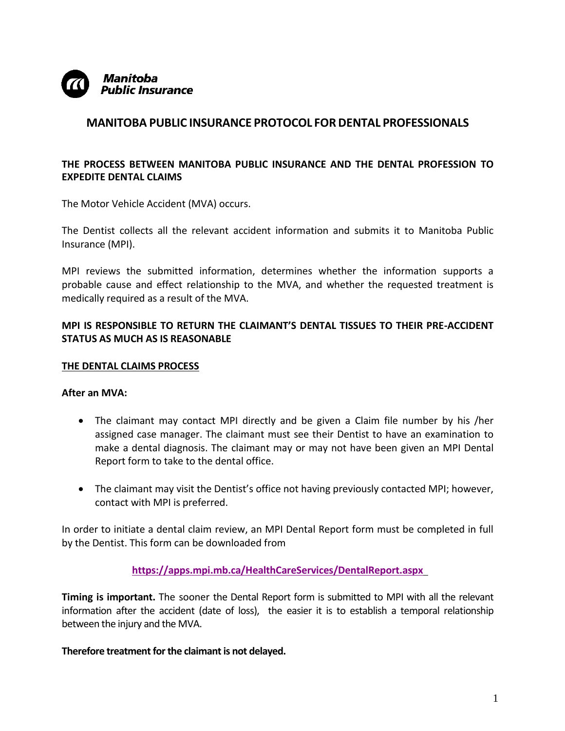Manitoba Public Insurance

# MANITOBA PUBLIC INSURANCE PROTOCOL FOR DENTAL PROFESSIONALS

**THE PROCESS BETWEEN MANITOBA PUBLIC INSURANCE AND THE DENTAL PROFESSION TO EXPEDITE DENTAL CLAIMS**

The Motor Vehicle Accident (MVA) occurs.

The Dentist collects all the relevant accident information and submits it to Manitoba Public Insurance (MPI).

MPI reviews the submitted information, determines whether the information supports a probable cause and effect relationship to the MVA, and whether the requested treatment is medically required as a result of the MVA.

**MPI IS RESPONSIBLE TO RETURN THE CLAIMANT'S DENTAL TISSUES TO THEIR PRE-ACCIDENT STATUS AS MUCH AS IS REASONABLE**

**<u>THE DENTAL CLAIMS PROCESS</u>**

**After an MVA:**

- The claimant may contact MPI directly and be given a Claim file number by his /her assigned case manager. The claimant must see their Dentist to have an examination to make a dental diagnosis. The claimant may or may not have been given an MPI Dental Report form to take to the dental office.
- The claimant may visit the Dentist's office not having previously contacted MPI; however, contact with MPI is preferred.

In order to initiate a dental claim review, an MPI Dental Report form must be completed in full by the Dentist. This form can be downloaded from

**https://apps.mpi.mb.ca/HealthCareServices/DentalReport.aspx**

**Timing is important.** The sooner the Dental Report form is submitted to MPI with all the relevant information after the accident (date of loss), the easier it is to establish a temporal relationship between the injury and the MVA.

**Therefore treatment for the claimant is not delayed.**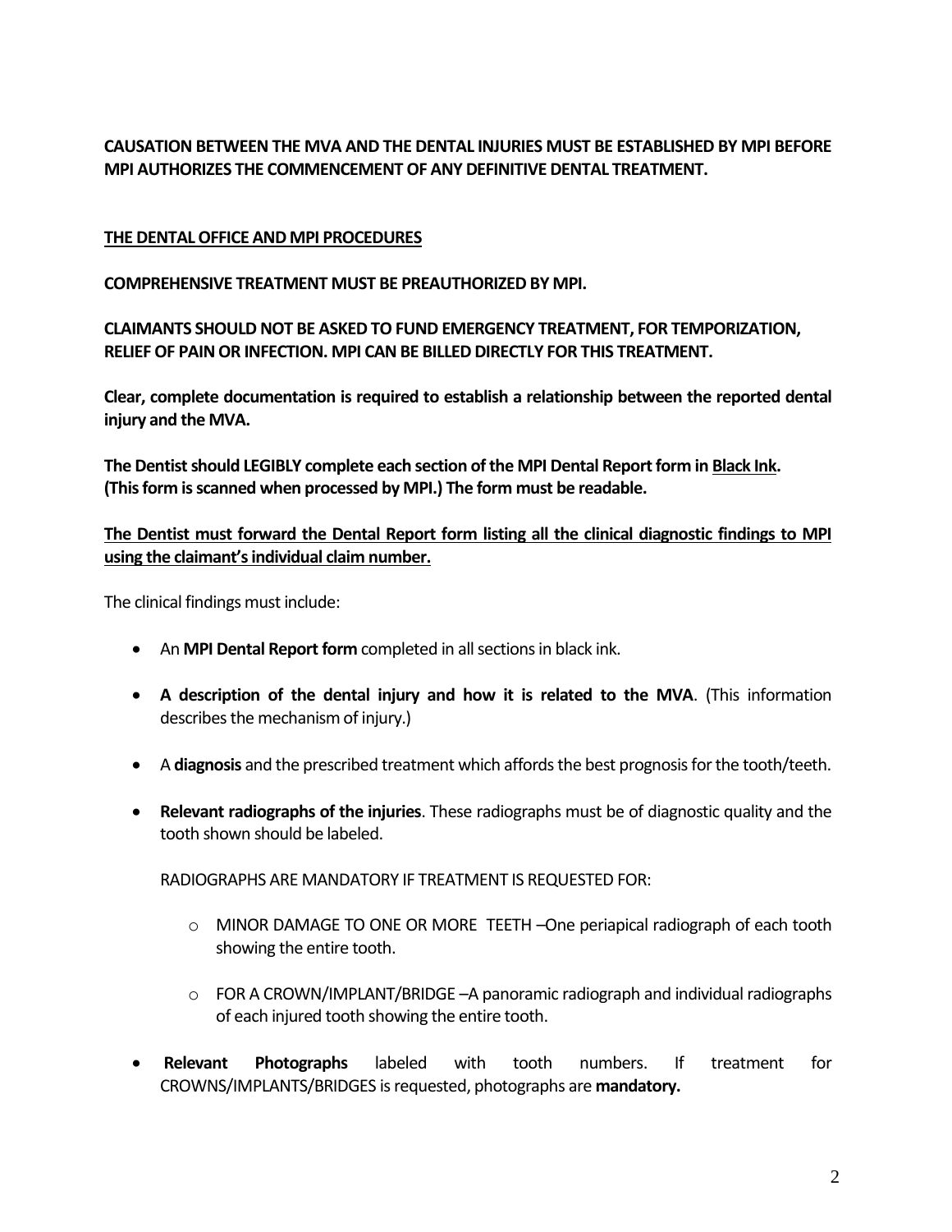**CAUSATION BETWEEN THE MVA AND THE DENTAL INJURIES MUST BE ESTABLISHED BY MPI BEFORE MPI AUTHORIZES THE COMMENCEMENT OF ANY DEFINITIVE DENTAL TREATMENT.**

**THE DENTAL OFFICE AND MPI PROCEDURES**

**COMPREHENSIVE TREATMENT MUST BE PREAUTHORIZED BY MPI.**

**CLAIMANTS SHOULD NOT BE ASKED TO FUND EMERGENCY TREATMENT, FOR TEMPORIZATION, RELIEF OF PAIN OR INFECTION. MPI CAN BE BILLED DIRECTLY FOR THIS TREATMENT.**

**Clear, complete documentation is required to establish a relationship between the reported dental injury and the MVA.**

**The Dentist should LEGIBLY complete each section of the MPI Dental Report form in Black Ink. (This form is scanned when processed by MPI.) The form must be readable.**

**The Dentist must forward the Dental Report form listing all the clinical diagnostic findings to MPI using the claimant's individual claim number.**

The clinical findings must include:

- An **MPI Dental Report form** completed in all sections in black ink.
- **A description of the dental injury and how it is related to the MVA**. (This information describes the mechanism of injury.)
- A **diagnosis** and the prescribed treatment which affords the best prognosis for the tooth/teeth.
- **Relevant radiographs of the injuries**. These radiographs must be of diagnostic quality and the tooth shown should be labeled.

  RADIOGRAPHS ARE MANDATORY IF TREATMENT IS REQUESTED FOR:

  - MINOR DAMAGE TO ONE OR MORE TEETH –One periapical radiograph of each tooth showing the entire tooth.
  - FOR A CROWN/IMPLANT/BRIDGE –A panoramic radiograph and individual radiographs of each injured tooth showing the entire tooth.

- **Relevant Photographs** labeled with tooth numbers. If treatment for CROWNS/IMPLANTS/BRIDGES is requested, photographs are **mandatory.**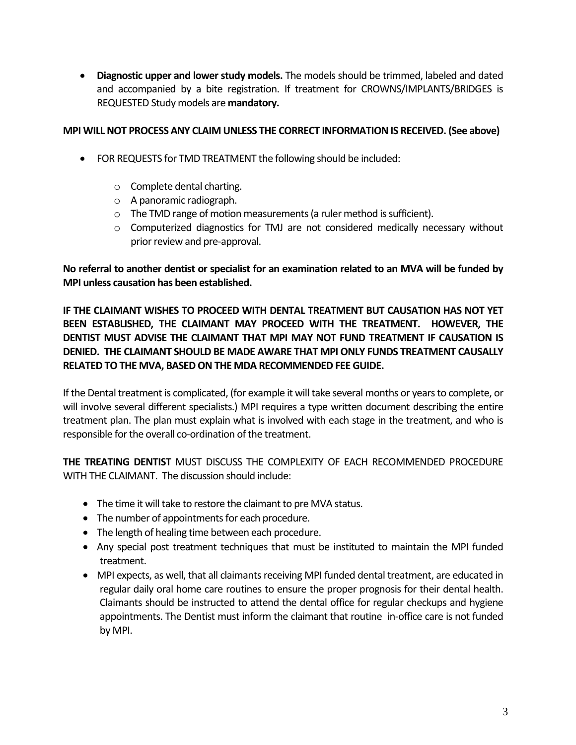- **Diagnostic upper and lower study models.** The models should be trimmed, labeled and dated and accompanied by a bite registration. If treatment for CROWNS/IMPLANTS/BRIDGES is REQUESTED Study models are **mandatory.**

**MPI WILL NOT PROCESS ANY CLAIM UNLESS THE CORRECT INFORMATION IS RECEIVED. (See above)**

- FOR REQUESTS for TMD TREATMENT the following should be included:
  - Complete dental charting.
  - A panoramic radiograph.
  - The TMD range of motion measurements (a ruler method is sufficient).
  - Computerized diagnostics for TMJ are not considered medically necessary without prior review and pre-approval.

**No referral to another dentist or specialist for an examination related to an MVA will be funded by MPI unless causation has been established.**

**IF THE CLAIMANT WISHES TO PROCEED WITH DENTAL TREATMENT BUT CAUSATION HAS NOT YET BEEN ESTABLISHED, THE CLAIMANT MAY PROCEED WITH THE TREATMENT. HOWEVER, THE DENTIST MUST ADVISE THE CLAIMANT THAT MPI MAY NOT FUND TREATMENT IF CAUSATION IS DENIED. THE CLAIMANT SHOULD BE MADE AWARE THAT MPI ONLY FUNDS TREATMENT CAUSALLY RELATED TO THE MVA, BASED ON THE MDA RECOMMENDED FEE GUIDE.**

If the Dental treatment is complicated, (for example it will take several months or years to complete, or will involve several different specialists.) MPI requires a type written document describing the entire treatment plan. The plan must explain what is involved with each stage in the treatment, and who is responsible for the overall co-ordination of the treatment.

**THE TREATING DENTIST** MUST DISCUSS THE COMPLEXITY OF EACH RECOMMENDED PROCEDURE WITH THE CLAIMANT. The discussion should include:

- The time it will take to restore the claimant to pre MVA status.
- The number of appointments for each procedure.
- The length of healing time between each procedure.
- Any special post treatment techniques that must be instituted to maintain the MPI funded treatment.
- MPI expects, as well, that all claimants receiving MPI funded dental treatment, are educated in regular daily oral home care routines to ensure the proper prognosis for their dental health. Claimants should be instructed to attend the dental office for regular checkups and hygiene appointments. The Dentist must inform the claimant that routine in-office care is not funded by MPI.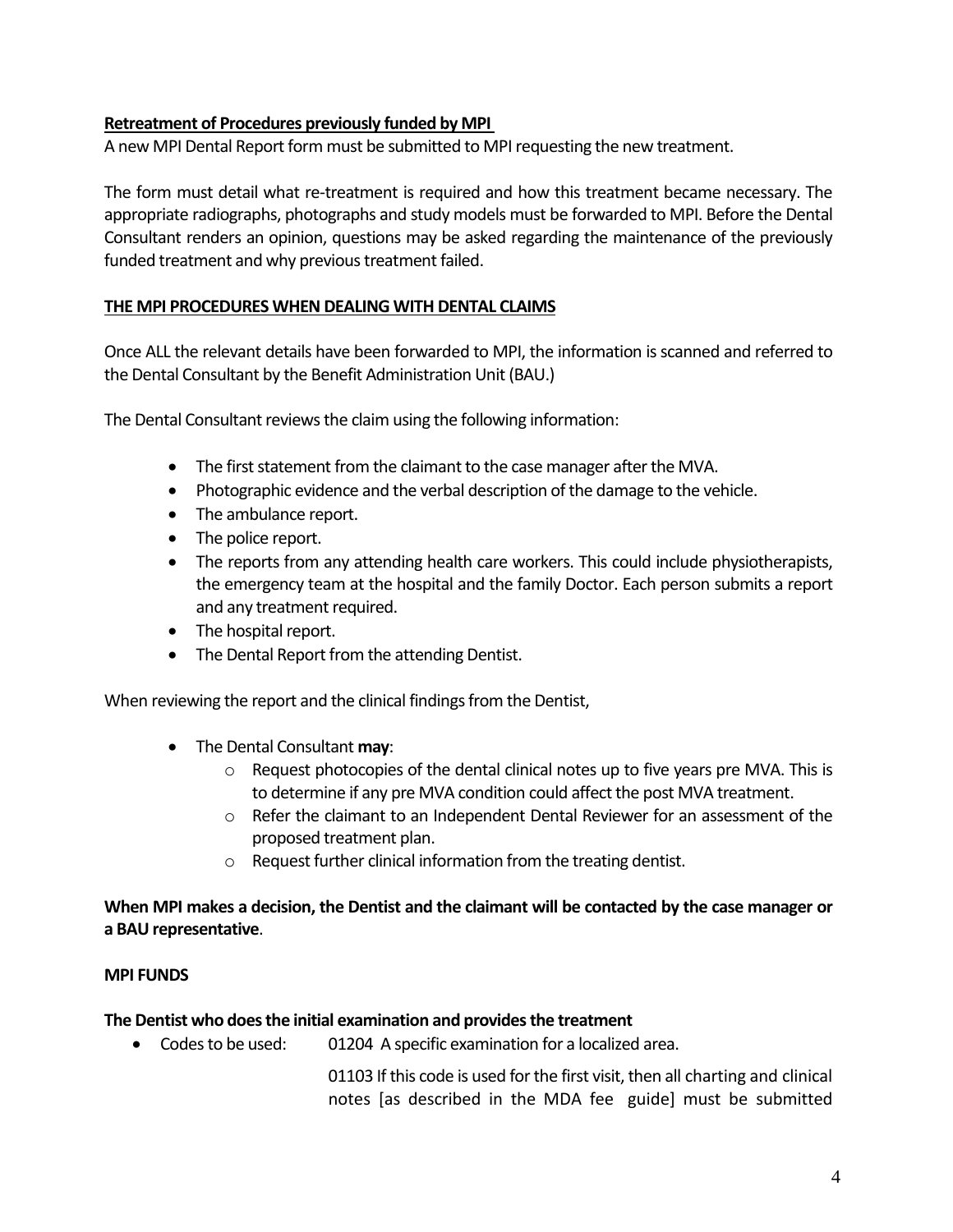**Retreatment of Procedures previously funded by MPI**

A new MPI Dental Report form must be submitted to MPI requesting the new treatment.

The form must detail what re-treatment is required and how this treatment became necessary. The appropriate radiographs, photographs and study models must be forwarded to MPI. Before the Dental Consultant renders an opinion, questions may be asked regarding the maintenance of the previously funded treatment and why previous treatment failed.

**THE MPI PROCEDURES WHEN DEALING WITH DENTAL CLAIMS**

Once ALL the relevant details have been forwarded to MPI, the information is scanned and referred to the Dental Consultant by the Benefit Administration Unit (BAU.)

The Dental Consultant reviews the claim using the following information:

- The first statement from the claimant to the case manager after the MVA.
- Photographic evidence and the verbal description of the damage to the vehicle.
- The ambulance report.
- The police report.
- The reports from any attending health care workers. This could include physiotherapists, the emergency team at the hospital and the family Doctor. Each person submits a report and any treatment required.
- The hospital report.
- The Dental Report from the attending Dentist.

When reviewing the report and the clinical findings from the Dentist,

- The Dental Consultant **may**:
  - Request photocopies of the dental clinical notes up to five years pre MVA. This is to determine if any pre MVA condition could affect the post MVA treatment.
  - Refer the claimant to an Independent Dental Reviewer for an assessment of the proposed treatment plan.
  - Request further clinical information from the treating dentist.

**When MPI makes a decision, the Dentist and the claimant will be contacted by the case manager or a BAU representative**.

**MPI FUNDS**

**The Dentist who does the initial examination and provides the treatment**

- Codes to be used: 01204 A specific examination for a localized area.

  01103 If this code is used for the first visit, then all charting and clinical notes [as described in the MDA fee guide] must be submitted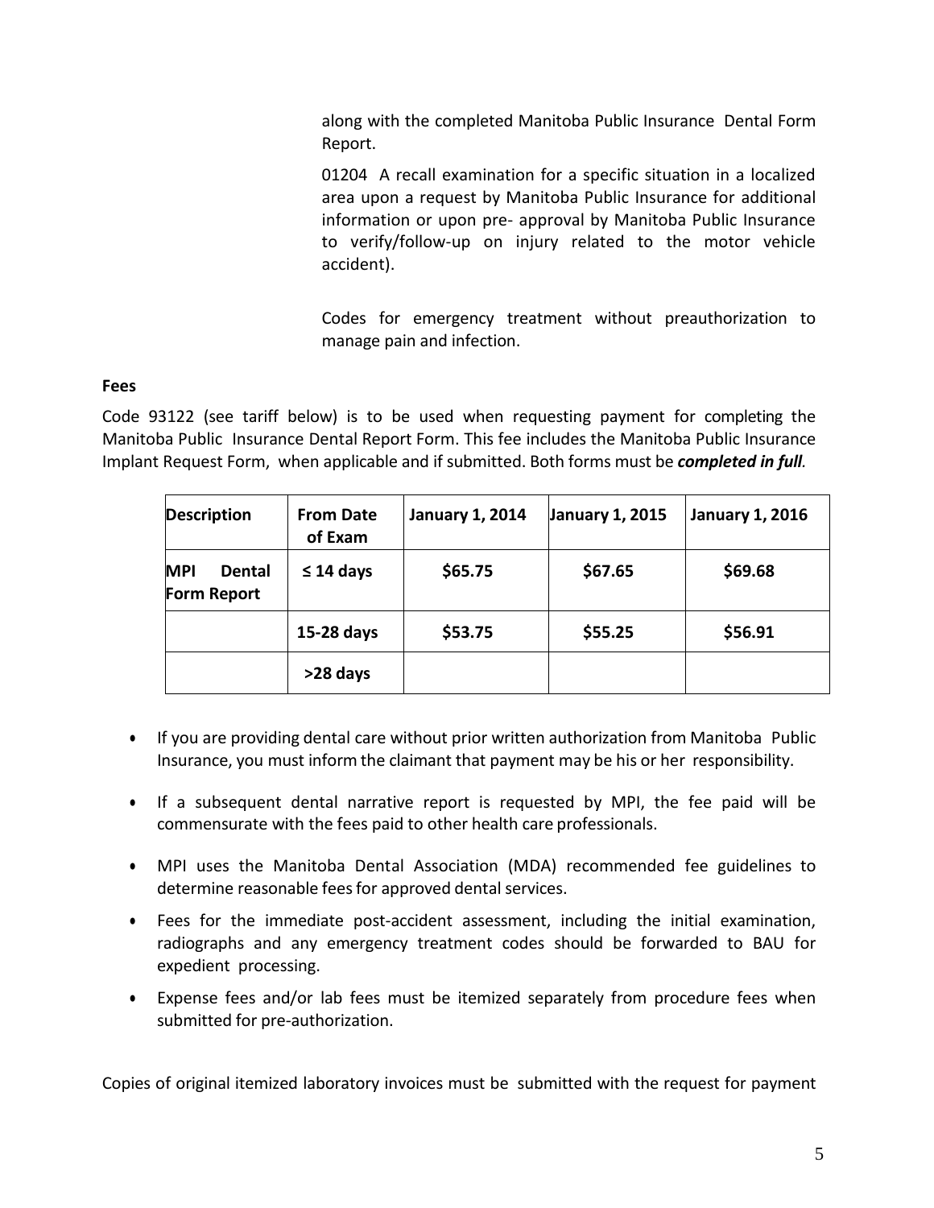along with the completed Manitoba Public Insurance Dental Form Report.

01204 A recall examination for a specific situation in a localized area upon a request by Manitoba Public Insurance for additional information or upon pre- approval by Manitoba Public Insurance to verify/follow-up on injury related to the motor vehicle accident).

Codes for emergency treatment without preauthorization to manage pain and infection.

**Fees**

Code 93122 (see tariff below) is to be used when requesting payment for completing the Manitoba Public Insurance Dental Report Form. This fee includes the Manitoba Public Insurance Implant Request Form, when applicable and if submitted. Both forms must be ***completed in full***.

| Description | From Date of Exam | January 1, 2014 | January 1, 2015 | January 1, 2016 |
|---|---|---|---|---|
| **MPI Dental Form Report** | **≤ 14 days** | **$65.75** | **$67.65** | **$69.68** |
| | **15-28 days** | **$53.75** | **$55.25** | **$56.91** |
| | **>28 days** | | | |

- If you are providing dental care without prior written authorization from Manitoba Public Insurance, you must inform the claimant that payment may be his or her responsibility.
- If a subsequent dental narrative report is requested by MPI, the fee paid will be commensurate with the fees paid to other health care professionals.
- MPI uses the Manitoba Dental Association (MDA) recommended fee guidelines to determine reasonable fees for approved dental services.
- Fees for the immediate post-accident assessment, including the initial examination, radiographs and any emergency treatment codes should be forwarded to BAU for expedient processing.
- Expense fees and/or lab fees must be itemized separately from procedure fees when submitted for pre-authorization.

Copies of original itemized laboratory invoices must be submitted with the request for payment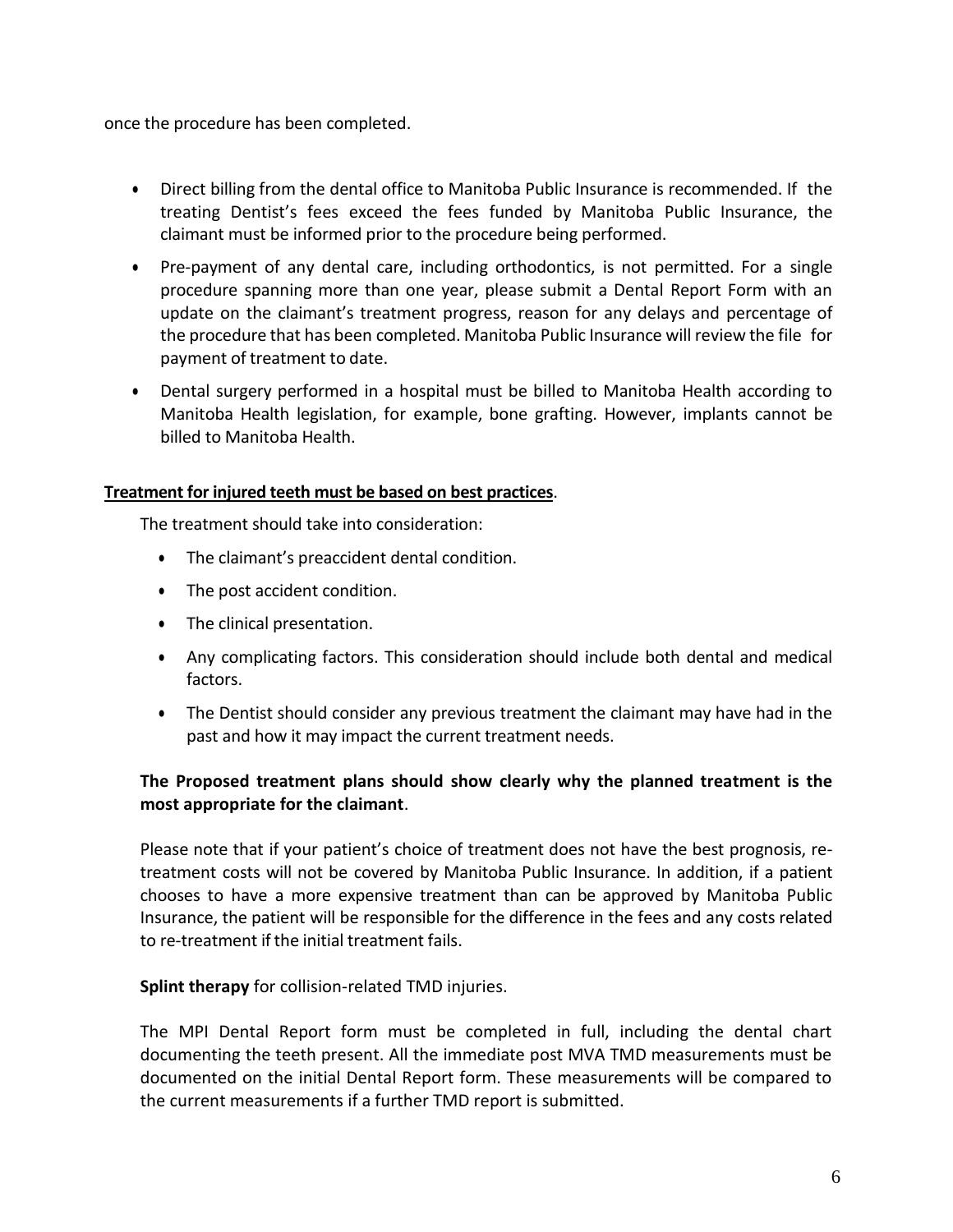once the procedure has been completed.

- Direct billing from the dental office to Manitoba Public Insurance is recommended. If the treating Dentist's fees exceed the fees funded by Manitoba Public Insurance, the claimant must be informed prior to the procedure being performed.
- Pre-payment of any dental care, including orthodontics, is not permitted. For a single procedure spanning more than one year, please submit a Dental Report Form with an update on the claimant's treatment progress, reason for any delays and percentage of the procedure that has been completed. Manitoba Public Insurance will review the file for payment of treatment to date.
- Dental surgery performed in a hospital must be billed to Manitoba Health according to Manitoba Health legislation, for example, bone grafting. However, implants cannot be billed to Manitoba Health.

**Treatment for injured teeth must be based on best practices**.

The treatment should take into consideration:

- The claimant's preaccident dental condition.
- The post accident condition.
- The clinical presentation.
- Any complicating factors. This consideration should include both dental and medical factors.
- The Dentist should consider any previous treatment the claimant may have had in the past and how it may impact the current treatment needs.

**The Proposed treatment plans should show clearly why the planned treatment is the most appropriate for the claimant**.

Please note that if your patient's choice of treatment does not have the best prognosis, re-treatment costs will not be covered by Manitoba Public Insurance. In addition, if a patient chooses to have a more expensive treatment than can be approved by Manitoba Public Insurance, the patient will be responsible for the difference in the fees and any costs related to re-treatment if the initial treatment fails.

**Splint therapy** for collision-related TMD injuries.

The MPI Dental Report form must be completed in full, including the dental chart documenting the teeth present. All the immediate post MVA TMD measurements must be documented on the initial Dental Report form. These measurements will be compared to the current measurements if a further TMD report is submitted.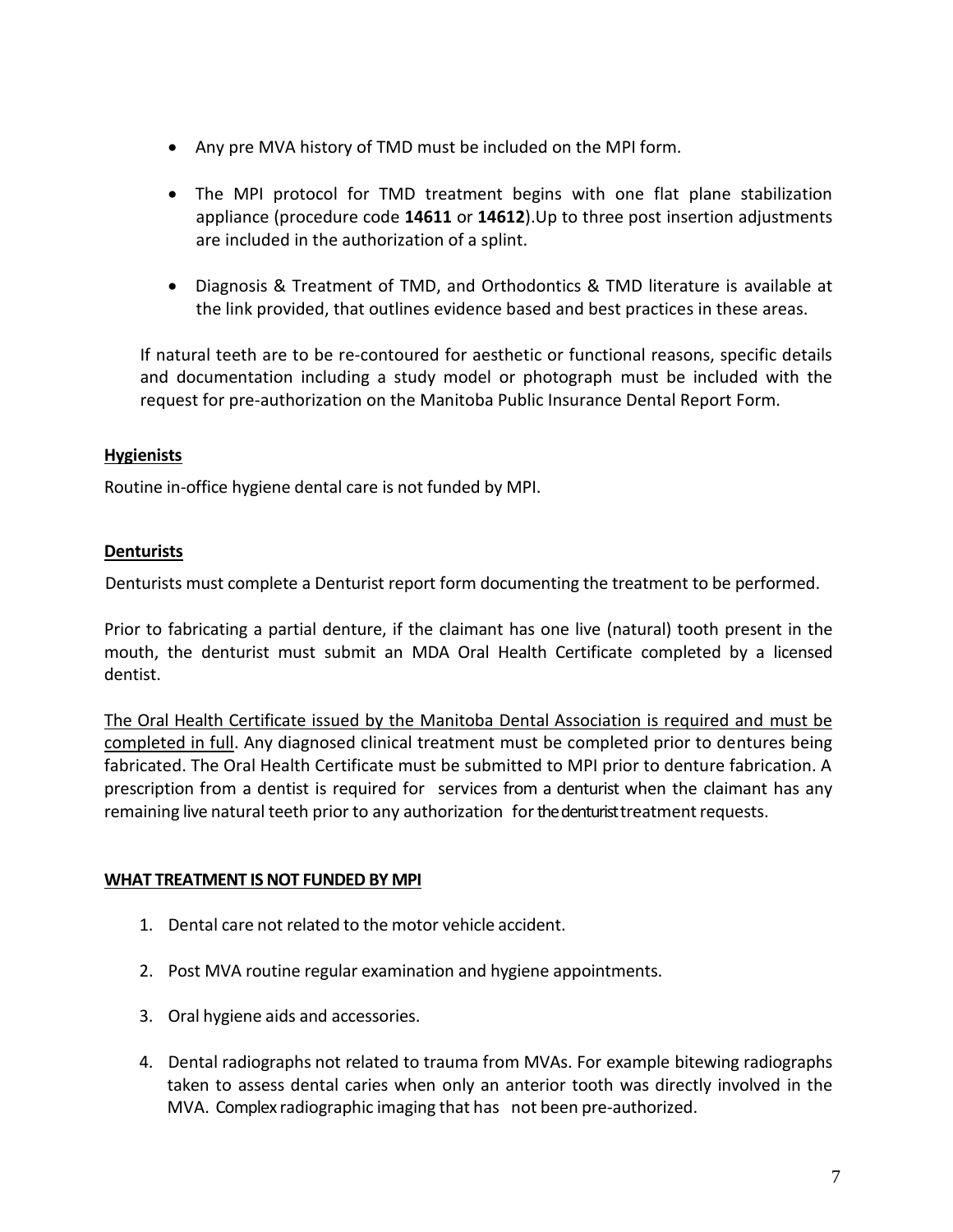- Any pre MVA history of TMD must be included on the MPI form.
- The MPI protocol for TMD treatment begins with one flat plane stabilization appliance (procedure code **14611** or **14612**).Up to three post insertion adjustments are included in the authorization of a splint.
- Diagnosis & Treatment of TMD, and Orthodontics & TMD literature is available at the link provided, that outlines evidence based and best practices in these areas.

If natural teeth are to be re-contoured for aesthetic or functional reasons, specific details and documentation including a study model or photograph must be included with the request for pre-authorization on the Manitoba Public Insurance Dental Report Form.

**Hygienists**

Routine in-office hygiene dental care is not funded by MPI.

**Denturists**

Denturists must complete a Denturist report form documenting the treatment to be performed.

Prior to fabricating a partial denture, if the claimant has one live (natural) tooth present in the mouth, the denturist must submit an MDA Oral Health Certificate completed by a licensed dentist.

The Oral Health Certificate issued by the Manitoba Dental Association is required and must be completed in full. Any diagnosed clinical treatment must be completed prior to dentures being fabricated. The Oral Health Certificate must be submitted to MPI prior to denture fabrication. A prescription from a dentist is required for services from a denturist when the claimant has any remaining live natural teeth prior to any authorization for the denturist treatment requests.

**WHAT TREATMENT IS NOT FUNDED BY MPI**

1. Dental care not related to the motor vehicle accident.
2. Post MVA routine regular examination and hygiene appointments.
3. Oral hygiene aids and accessories.
4. Dental radiographs not related to trauma from MVAs. For example bitewing radiographs taken to assess dental caries when only an anterior tooth was directly involved in the MVA. Complex radiographic imaging that has not been pre-authorized.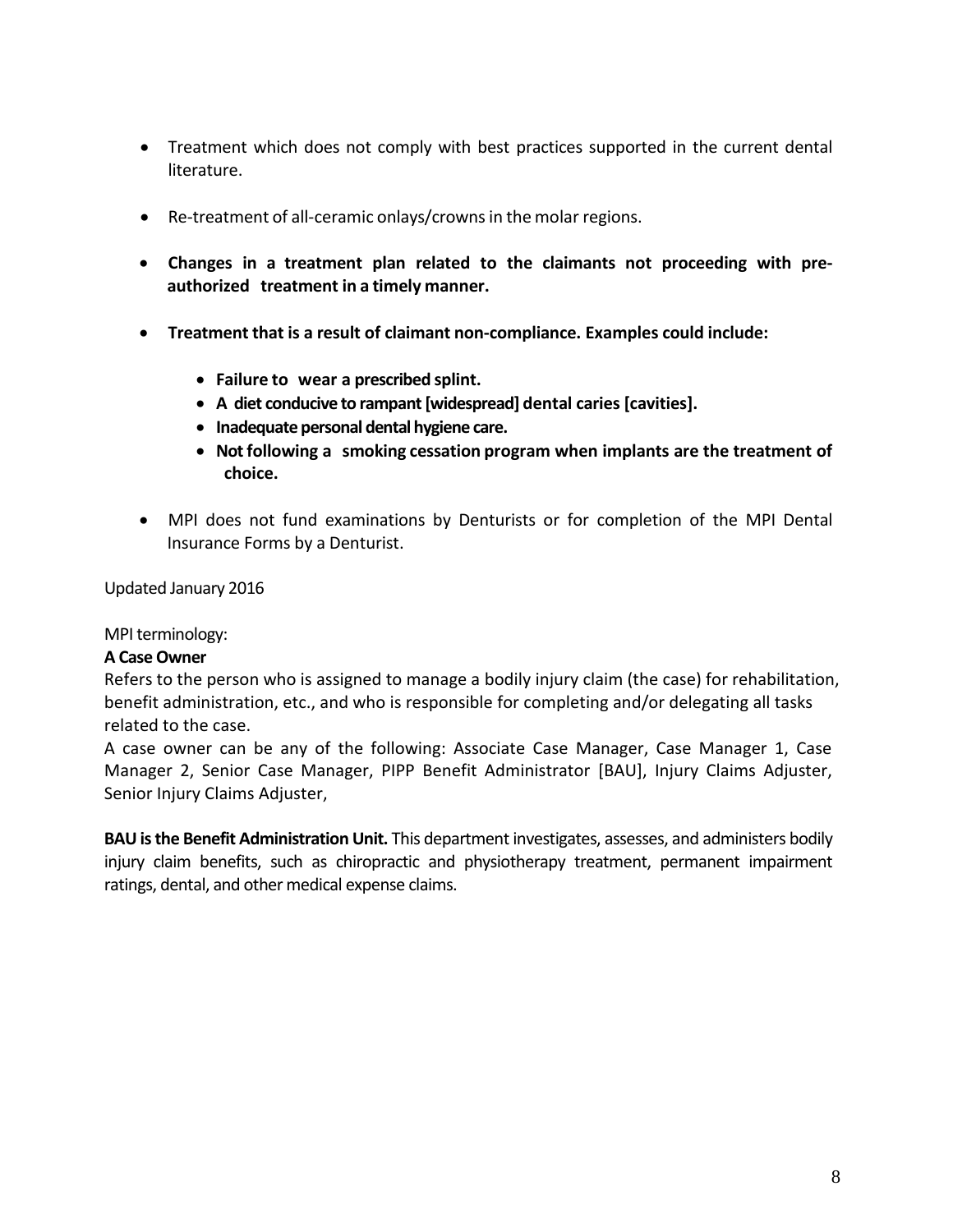- Treatment which does not comply with best practices supported in the current dental literature.
- Re-treatment of all-ceramic onlays/crowns in the molar regions.
- **Changes in a treatment plan related to the claimants not proceeding with pre-authorized treatment in a timely manner.**
- **Treatment that is a result of claimant non-compliance. Examples could include:**
  - **Failure to wear a prescribed splint.**
  - **A diet conducive to rampant [widespread] dental caries [cavities].**
  - **Inadequate personal dental hygiene care.**
  - **Not following a smoking cessation program when implants are the treatment of choice.**
- MPI does not fund examinations by Denturists or for completion of the MPI Dental Insurance Forms by a Denturist.

Updated January 2016

MPI terminology:

**A Case Owner**

Refers to the person who is assigned to manage a bodily injury claim (the case) for rehabilitation, benefit administration, etc., and who is responsible for completing and/or delegating all tasks related to the case.

A case owner can be any of the following: Associate Case Manager, Case Manager 1, Case Manager 2, Senior Case Manager, PIPP Benefit Administrator [BAU], Injury Claims Adjuster, Senior Injury Claims Adjuster,

**BAU is the Benefit Administration Unit.** This department investigates, assesses, and administers bodily injury claim benefits, such as chiropractic and physiotherapy treatment, permanent impairment ratings, dental, and other medical expense claims.